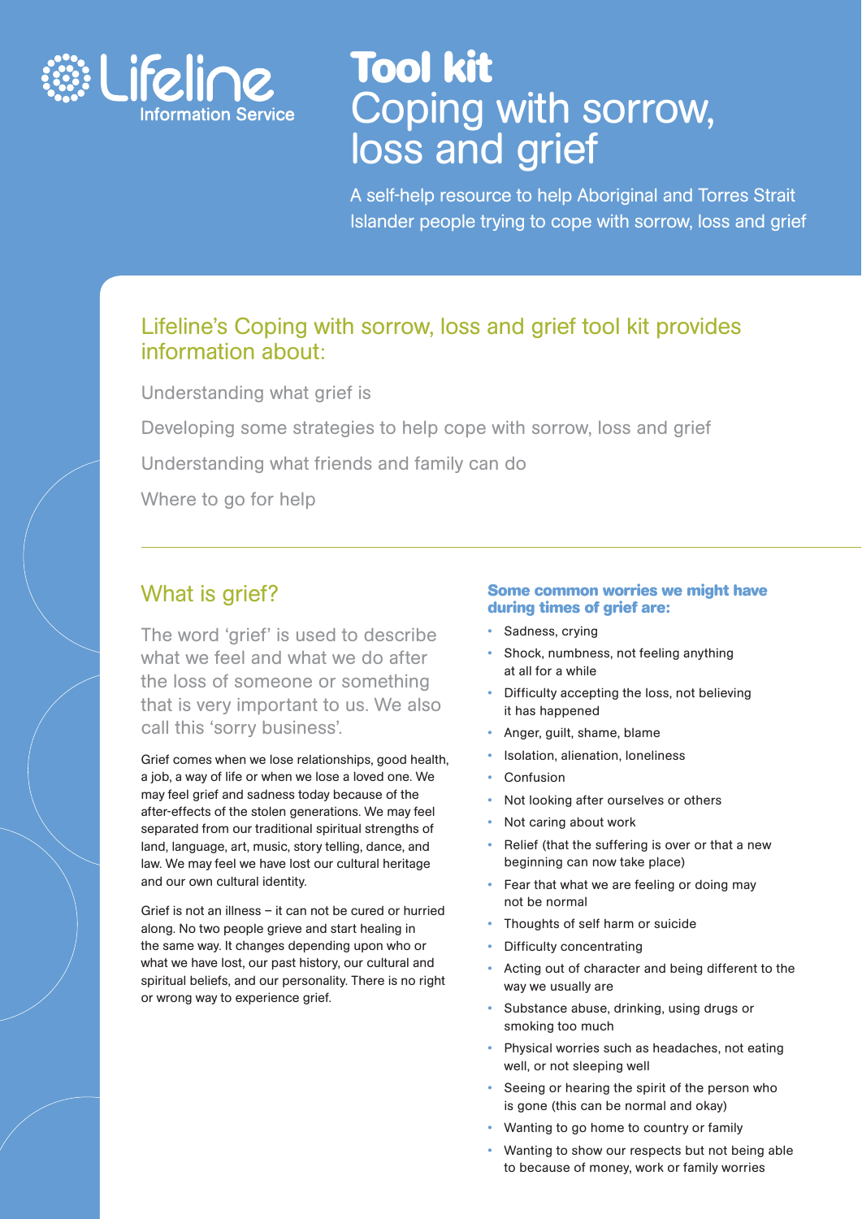Lifeline Information Service

# Tool kit Coping with sorrow, loss and grief

A self-help resource to help Aboriginal and Torres Strait Islander people trying to cope with sorrow, loss and grief

## Lifeline's Coping with sorrow, loss and grief tool kit provides information about:

Understanding what grief is

Developing some strategies to help cope with sorrow, loss and grief

Understanding what friends and family can do

Where to go for help

## What is grief?

The word 'grief' is used to describe what we feel and what we do after the loss of someone or something that is very important to us. We also call this 'sorry business'.

Grief comes when we lose relationships, good health, a job, a way of life or when we lose a loved one. We may feel grief and sadness today because of the after-effects of the stolen generations. We may feel separated from our traditional spiritual strengths of land, language, art, music, story telling, dance, and law. We may feel we have lost our cultural heritage and our own cultural identity.

Grief is not an illness – it can not be cured or hurried along. No two people grieve and start healing in the same way. It changes depending upon who or what we have lost, our past history, our cultural and spiritual beliefs, and our personality. There is no right or wrong way to experience grief.

### Some common worries we might have during times of grief are:

- Sadness, crying
- Shock, numbness, not feeling anything at all for a while
- Difficulty accepting the loss, not believing it has happened
- Anger, guilt, shame, blame
- Isolation, alienation, loneliness
- Confusion
- Not looking after ourselves or others
- Not caring about work
- Relief (that the suffering is over or that a new beginning can now take place)
- Fear that what we are feeling or doing may not be normal
- Thoughts of self harm or suicide
- Difficulty concentrating
- Acting out of character and being different to the way we usually are
- Substance abuse, drinking, using drugs or smoking too much
- Physical worries such as headaches, not eating well, or not sleeping well
- Seeing or hearing the spirit of the person who is gone (this can be normal and okay)
- Wanting to go home to country or family
- Wanting to show our respects but not being able to because of money, work or family worries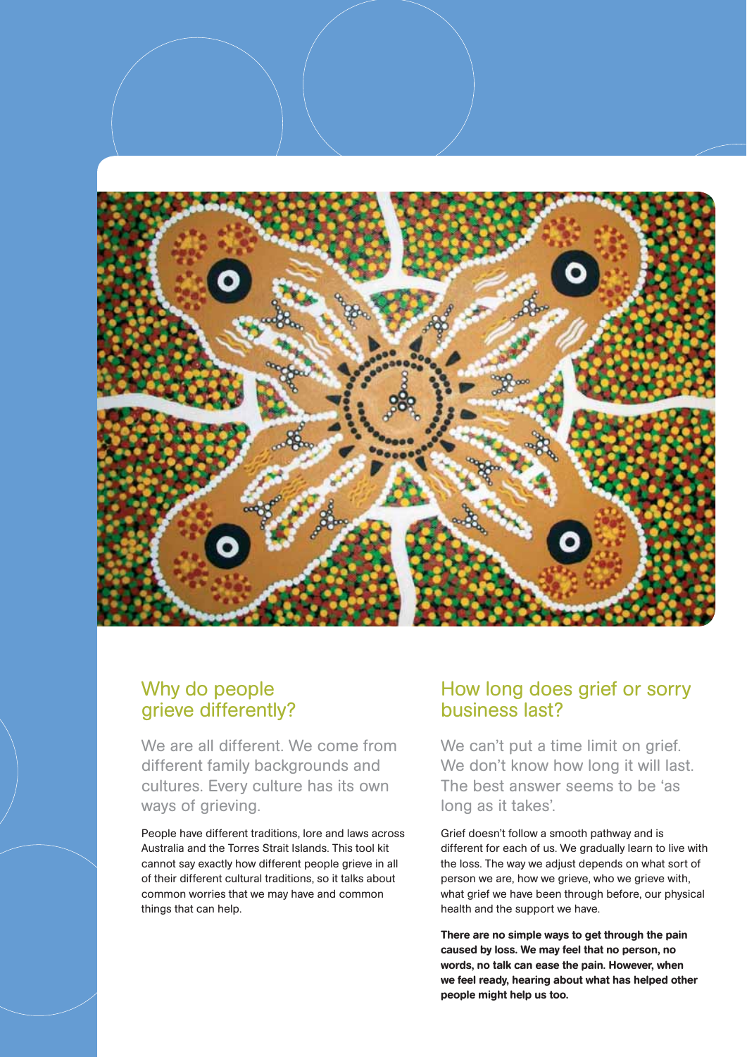## Why do people grieve differently?

We are all different. We come from different family backgrounds and cultures. Every culture has its own ways of grieving.

People have different traditions, lore and laws across Australia and the Torres Strait Islands. This tool kit cannot say exactly how different people grieve in all of their different cultural traditions, so it talks about common worries that we may have and common things that can help.

## How long does grief or sorry business last?

We can't put a time limit on grief. We don't know how long it will last. The best answer seems to be 'as long as it takes'.

Grief doesn't follow a smooth pathway and is different for each of us. We gradually learn to live with the loss. The way we adjust depends on what sort of person we are, how we grieve, who we grieve with, what grief we have been through before, our physical health and the support we have.

**There are no simple ways to get through the pain caused by loss. We may feel that no person, no words, no talk can ease the pain. However, when we feel ready, hearing about what has helped other people might help us too.**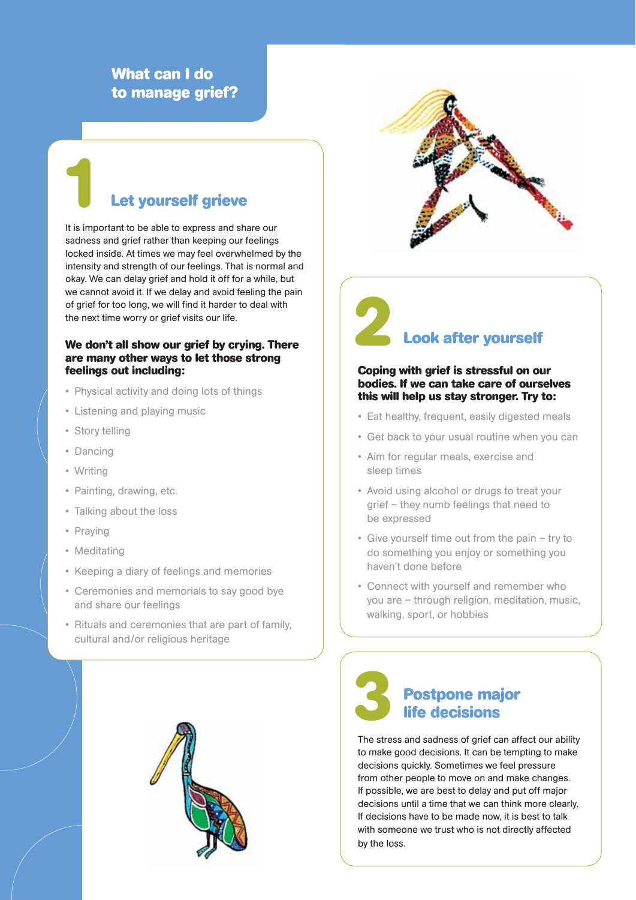## What can I do to manage grief?

### 1 Let yourself grieve

It is important to be able to express and share our sadness and grief rather than keeping our feelings locked inside. At times we may feel overwhelmed by the intensity and strength of our feelings. That is normal and okay. We can delay grief and hold it off for a while, but we cannot avoid it. If we delay and avoid feeling the pain of grief for too long, we will find it harder to deal with the next time worry or grief visits our life.

**We don't all show our grief by crying. There are many other ways to let those strong feelings out including:**

- Physical activity and doing lots of things
- Listening and playing music
- Story telling
- Dancing
- Writing
- Painting, drawing, etc.
- Talking about the loss
- Praying
- Meditating
- Keeping a diary of feelings and memories
- Ceremonies and memorials to say good bye and share our feelings
- Rituals and ceremonies that are part of family, cultural and/or religious heritage

### 2 Look after yourself

**Coping with grief is stressful on our bodies. If we can take care of ourselves this will help us stay stronger. Try to:**

- Eat healthy, frequent, easily digested meals
- Get back to your usual routine when you can
- Aim for regular meals, exercise and sleep times
- Avoid using alcohol or drugs to treat your grief – they numb feelings that need to be expressed
- Give yourself time out from the pain – try to do something you enjoy or something you haven't done before
- Connect with yourself and remember who you are – through religion, meditation, music, walking, sport, or hobbies

### 3 Postpone major life decisions

The stress and sadness of grief can affect our ability to make good decisions. It can be tempting to make decisions quickly. Sometimes we feel pressure from other people to move on and make changes. If possible, we are best to delay and put off major decisions until a time that we can think more clearly. If decisions have to be made now, it is best to talk with someone we trust who is not directly affected by the loss.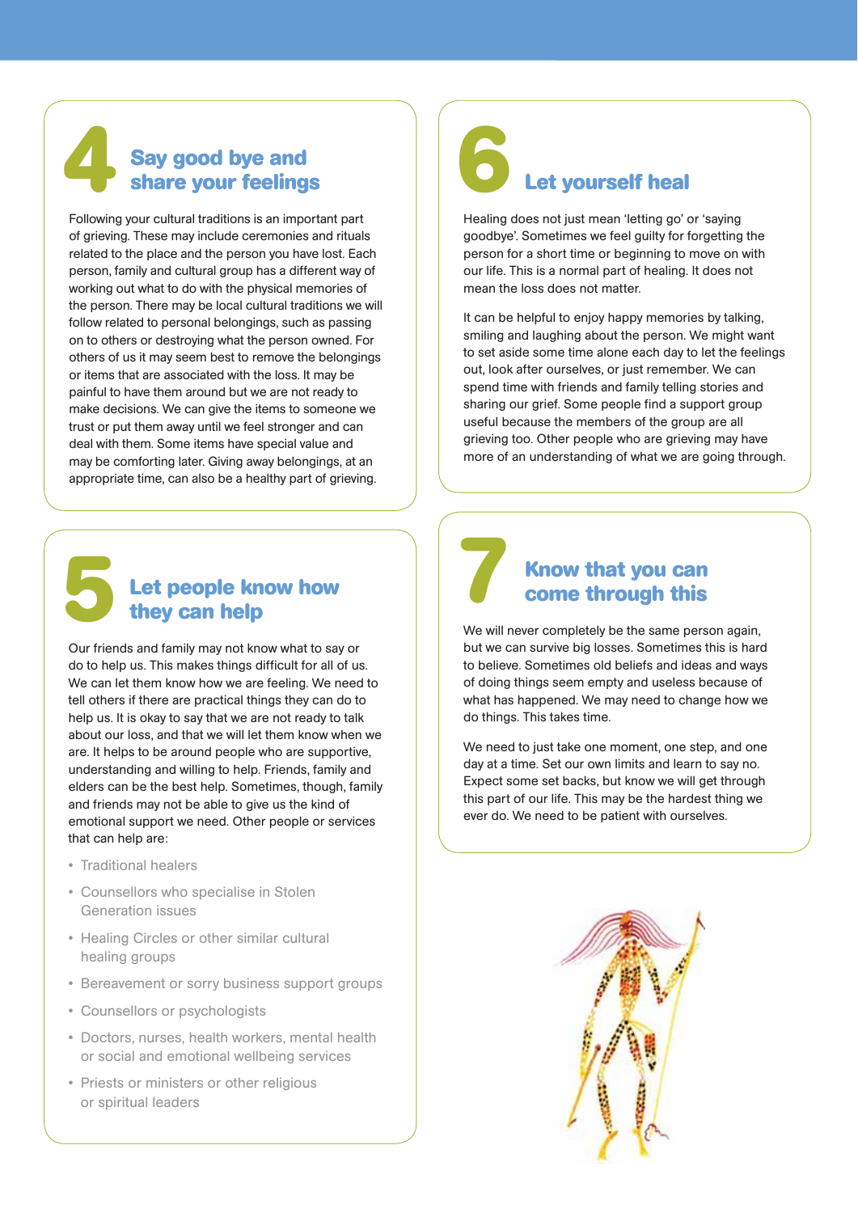## 4 Say good bye and share your feelings

Following your cultural traditions is an important part of grieving. These may include ceremonies and rituals related to the place and the person you have lost. Each person, family and cultural group has a different way of working out what to do with the physical memories of the person. There may be local cultural traditions we will follow related to personal belongings, such as passing on to others or destroying what the person owned. For others of us it may seem best to remove the belongings or items that are associated with the loss. It may be painful to have them around but we are not ready to make decisions. We can give the items to someone we trust or put them away until we feel stronger and can deal with them. Some items have special value and may be comforting later. Giving away belongings, at an appropriate time, can also be a healthy part of grieving.

## 5 Let people know how they can help

Our friends and family may not know what to say or do to help us. This makes things difficult for all of us. We can let them know how we are feeling. We need to tell others if there are practical things they can do to help us. It is okay to say that we are not ready to talk about our loss, and that we will let them know when we are. It helps to be around people who are supportive, understanding and willing to help. Friends, family and elders can be the best help. Sometimes, though, family and friends may not be able to give us the kind of emotional support we need. Other people or services that can help are:

- Traditional healers
- Counsellors who specialise in Stolen Generation issues
- Healing Circles or other similar cultural healing groups
- Bereavement or sorry business support groups
- Counsellors or psychologists
- Doctors, nurses, health workers, mental health or social and emotional wellbeing services
- Priests or ministers or other religious or spiritual leaders

## 6 Let yourself heal

Healing does not just mean 'letting go' or 'saying goodbye'. Sometimes we feel guilty for forgetting the person for a short time or beginning to move on with our life. This is a normal part of healing. It does not mean the loss does not matter.

It can be helpful to enjoy happy memories by talking, smiling and laughing about the person. We might want to set aside some time alone each day to let the feelings out, look after ourselves, or just remember. We can spend time with friends and family telling stories and sharing our grief. Some people find a support group useful because the members of the group are all grieving too. Other people who are grieving may have more of an understanding of what we are going through.

## 7 Know that you can come through this

We will never completely be the same person again, but we can survive big losses. Sometimes this is hard to believe. Sometimes old beliefs and ideas and ways of doing things seem empty and useless because of what has happened. We may need to change how we do things. This takes time.

We need to just take one moment, one step, and one day at a time. Set our own limits and learn to say no. Expect some set backs, but know we will get through this part of our life. This may be the hardest thing we ever do. We need to be patient with ourselves.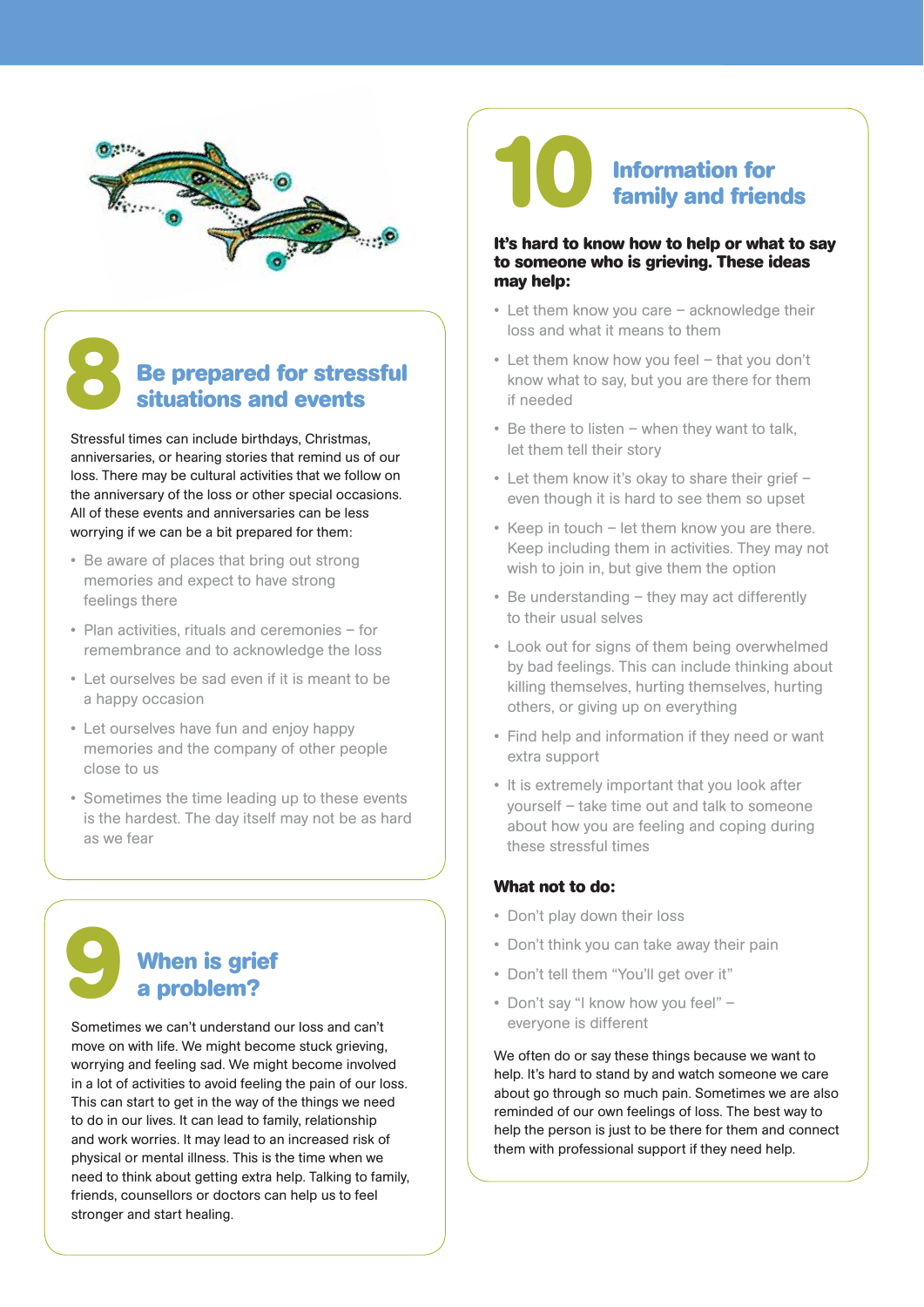## 8 Be prepared for stressful situations and events

Stressful times can include birthdays, Christmas, anniversaries, or hearing stories that remind us of our loss. There may be cultural activities that we follow on the anniversary of the loss or other special occasions. All of these events and anniversaries can be less worrying if we can be a bit prepared for them:

- Be aware of places that bring out strong memories and expect to have strong feelings there
- Plan activities, rituals and ceremonies – for remembrance and to acknowledge the loss
- Let ourselves be sad even if it is meant to be a happy occasion
- Let ourselves have fun and enjoy happy memories and the company of other people close to us
- Sometimes the time leading up to these events is the hardest. The day itself may not be as hard as we fear

## 9 When is grief a problem?

Sometimes we can't understand our loss and can't move on with life. We might become stuck grieving, worrying and feeling sad. We might become involved in a lot of activities to avoid feeling the pain of our loss. This can start to get in the way of the things we need to do in our lives. It can lead to family, relationship and work worries. It may lead to an increased risk of physical or mental illness. This is the time when we need to think about getting extra help. Talking to family, friends, counsellors or doctors can help us to feel stronger and start healing.

## 10 Information for family and friends

**It's hard to know how to help or what to say to someone who is grieving. These ideas may help:**

- Let them know you care – acknowledge their loss and what it means to them
- Let them know how you feel – that you don't know what to say, but you are there for them if needed
- Be there to listen – when they want to talk, let them tell their story
- Let them know it's okay to share their grief – even though it is hard to see them so upset
- Keep in touch – let them know you are there. Keep including them in activities. They may not wish to join in, but give them the option
- Be understanding – they may act differently to their usual selves
- Look out for signs of them being overwhelmed by bad feelings. This can include thinking about killing themselves, hurting themselves, hurting others, or giving up on everything
- Find help and information if they need or want extra support
- It is extremely important that you look after yourself – take time out and talk to someone about how you are feeling and coping during these stressful times

**What not to do:**

- Don't play down their loss
- Don't think you can take away their pain
- Don't tell them "You'll get over it"
- Don't say "I know how you feel" – everyone is different

We often do or say these things because we want to help. It's hard to stand by and watch someone we care about go through so much pain. Sometimes we are also reminded of our own feelings of loss. The best way to help the person is just to be there for them and connect them with professional support if they need help.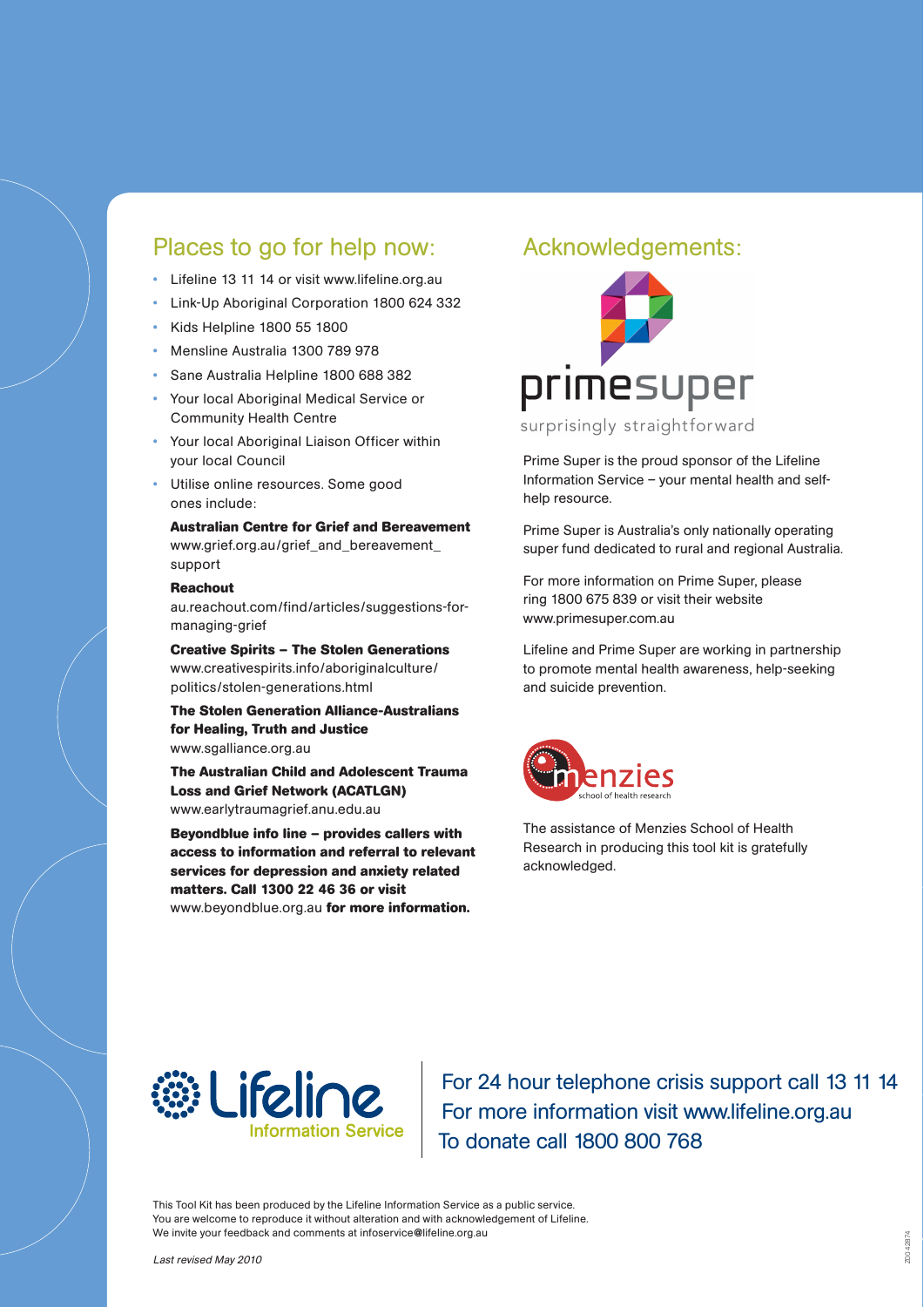## Places to go for help now:

- Lifeline 13 11 14 or visit www.lifeline.org.au
- Link-Up Aboriginal Corporation 1800 624 332
- Kids Helpline 1800 55 1800
- Mensline Australia 1300 789 978
- Sane Australia Helpline 1800 688 382
- Your local Aboriginal Medical Service or Community Health Centre
- Your local Aboriginal Liaison Officer within your local Council
- Utilise online resources. Some good ones include:

  **Australian Centre for Grief and Bereavement**
  www.grief.org.au/grief_and_bereavement_support

  **Reachout**
  au.reachout.com/find/articles/suggestions-for-managing-grief

  **Creative Spirits – The Stolen Generations**
  www.creativespirits.info/aboriginalculture/politics/stolen-generations.html

  **The Stolen Generation Alliance-Australians for Healing, Truth and Justice**
  www.sgalliance.org.au

  **The Australian Child and Adolescent Trauma Loss and Grief Network (ACATLGN)**
  www.earlytraumagrief.anu.edu.au

  **Beyondblue info line – provides callers with access to information and referral to relevant services for depression and anxiety related matters. Call 1300 22 46 36 or visit** www.beyondblue.org.au **for more information.**

## Acknowledgements:

primesuper
surprisingly straightforward

Prime Super is the proud sponsor of the Lifeline Information Service – your mental health and self-help resource.

Prime Super is Australia's only nationally operating super fund dedicated to rural and regional Australia.

For more information on Prime Super, please ring 1800 675 839 or visit their website www.primesuper.com.au

Lifeline and Prime Super are working in partnership to promote mental health awareness, help-seeking and suicide prevention.

menzies
school of health research

The assistance of Menzies School of Health Research in producing this tool kit is gratefully acknowledged.

Lifeline
Information Service

For 24 hour telephone crisis support call 13 11 14
For more information visit www.lifeline.org.au
To donate call 1800 800 768

This Tool Kit has been produced by the Lifeline Information Service as a public service.
You are welcome to reproduce it without alteration and with acknowledgement of Lifeline.
We invite your feedback and comments at infoservice@lifeline.org.au

*Last revised May 2010*